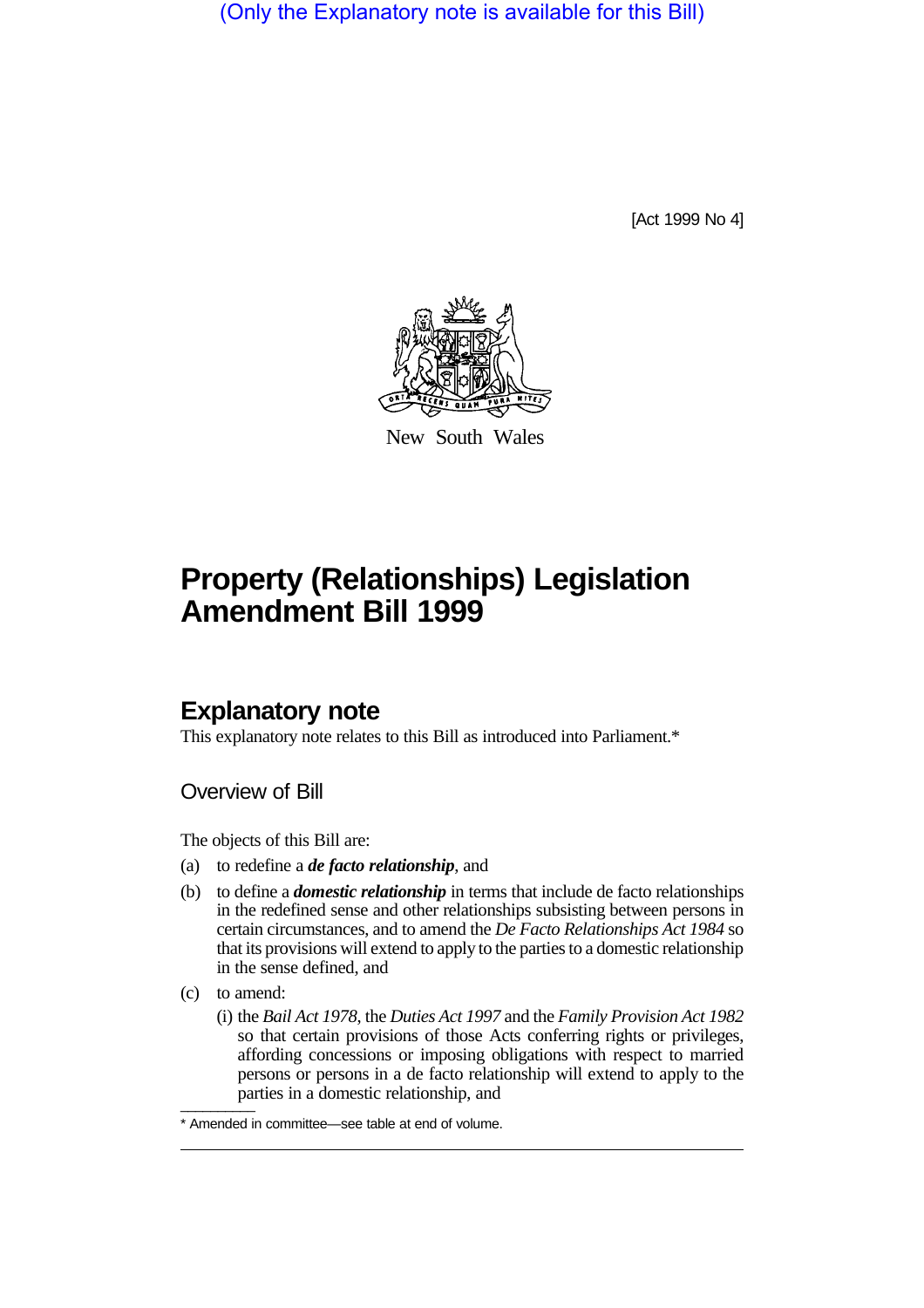(Only the Explanatory note is available for this Bill)

[Act 1999 No 4]

New South Wales

# Property (Relationships) Legislation Amendment Bill 1999

## Explanatory note

This explanatory note relates to this Bill as introduced into Parliament.*

### Overview of Bill

The objects of this Bill are:

(a) to redefine a ***de facto relationship***, and

(b) to define a ***domestic relationship*** in terms that include de facto relationships in the redefined sense and other relationships subsisting between persons in certain circumstances, and to amend the *De Facto Relationships Act 1984* so that its provisions will extend to apply to the parties to a domestic relationship in the sense defined, and

(c) to amend:

(i) the *Bail Act 1978*, the *Duties Act 1997* and the *Family Provision Act 1982* so that certain provisions of those Acts conferring rights or privileges, affording concessions or imposing obligations with respect to married persons or persons in a de facto relationship will extend to apply to the parties in a domestic relationship, and

* Amended in committee—see table at end of volume.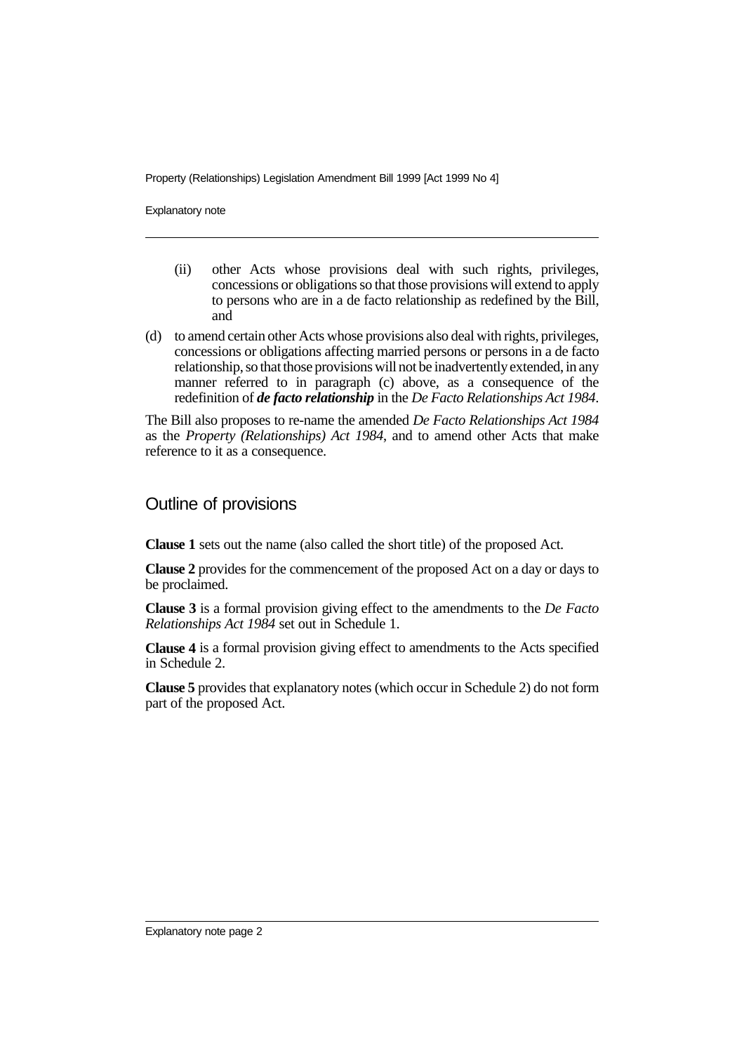(ii) other Acts whose provisions deal with such rights, privileges, concessions or obligations so that those provisions will extend to apply to persons who are in a de facto relationship as redefined by the Bill, and

(d) to amend certain other Acts whose provisions also deal with rights, privileges, concessions or obligations affecting married persons or persons in a de facto relationship, so that those provisions will not be inadvertently extended, in any manner referred to in paragraph (c) above, as a consequence of the redefinition of ***de facto relationship*** in the *De Facto Relationships Act 1984*.

The Bill also proposes to re-name the amended *De Facto Relationships Act 1984* as the *Property (Relationships) Act 1984*, and to amend other Acts that make reference to it as a consequence.

## Outline of provisions

**Clause 1** sets out the name (also called the short title) of the proposed Act.

**Clause 2** provides for the commencement of the proposed Act on a day or days to be proclaimed.

**Clause 3** is a formal provision giving effect to the amendments to the *De Facto Relationships Act 1984* set out in Schedule 1.

**Clause 4** is a formal provision giving effect to amendments to the Acts specified in Schedule 2.

**Clause 5** provides that explanatory notes (which occur in Schedule 2) do not form part of the proposed Act.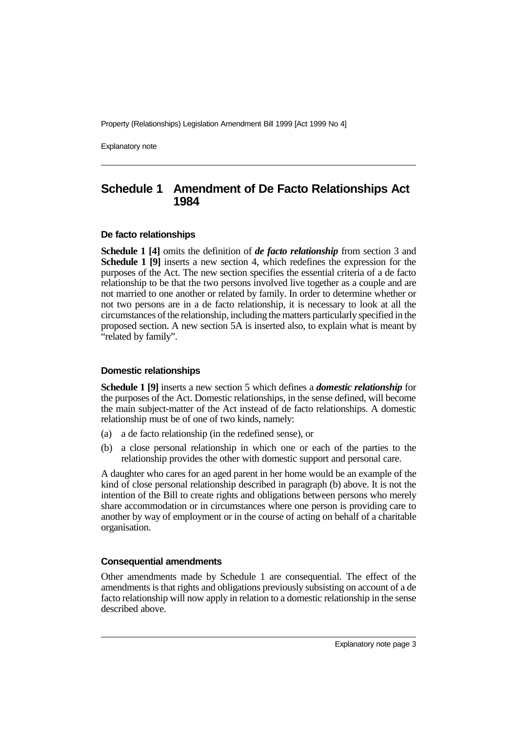## Schedule 1 Amendment of De Facto Relationships Act 1984

### De facto relationships

**Schedule 1 [4]** omits the definition of ***de facto relationship*** from section 3 and **Schedule 1 [9]** inserts a new section 4, which redefines the expression for the purposes of the Act. The new section specifies the essential criteria of a de facto relationship to be that the two persons involved live together as a couple and are not married to one another or related by family. In order to determine whether or not two persons are in a de facto relationship, it is necessary to look at all the circumstances of the relationship, including the matters particularly specified in the proposed section. A new section 5A is inserted also, to explain what is meant by "related by family".

### Domestic relationships

**Schedule 1 [9]** inserts a new section 5 which defines a ***domestic relationship*** for the purposes of the Act. Domestic relationships, in the sense defined, will become the main subject-matter of the Act instead of de facto relationships. A domestic relationship must be of one of two kinds, namely:

(a) a de facto relationship (in the redefined sense), or

(b) a close personal relationship in which one or each of the parties to the relationship provides the other with domestic support and personal care.

A daughter who cares for an aged parent in her home would be an example of the kind of close personal relationship described in paragraph (b) above. It is not the intention of the Bill to create rights and obligations between persons who merely share accommodation or in circumstances where one person is providing care to another by way of employment or in the course of acting on behalf of a charitable organisation.

### Consequential amendments

Other amendments made by Schedule 1 are consequential. The effect of the amendments is that rights and obligations previously subsisting on account of a de facto relationship will now apply in relation to a domestic relationship in the sense described above.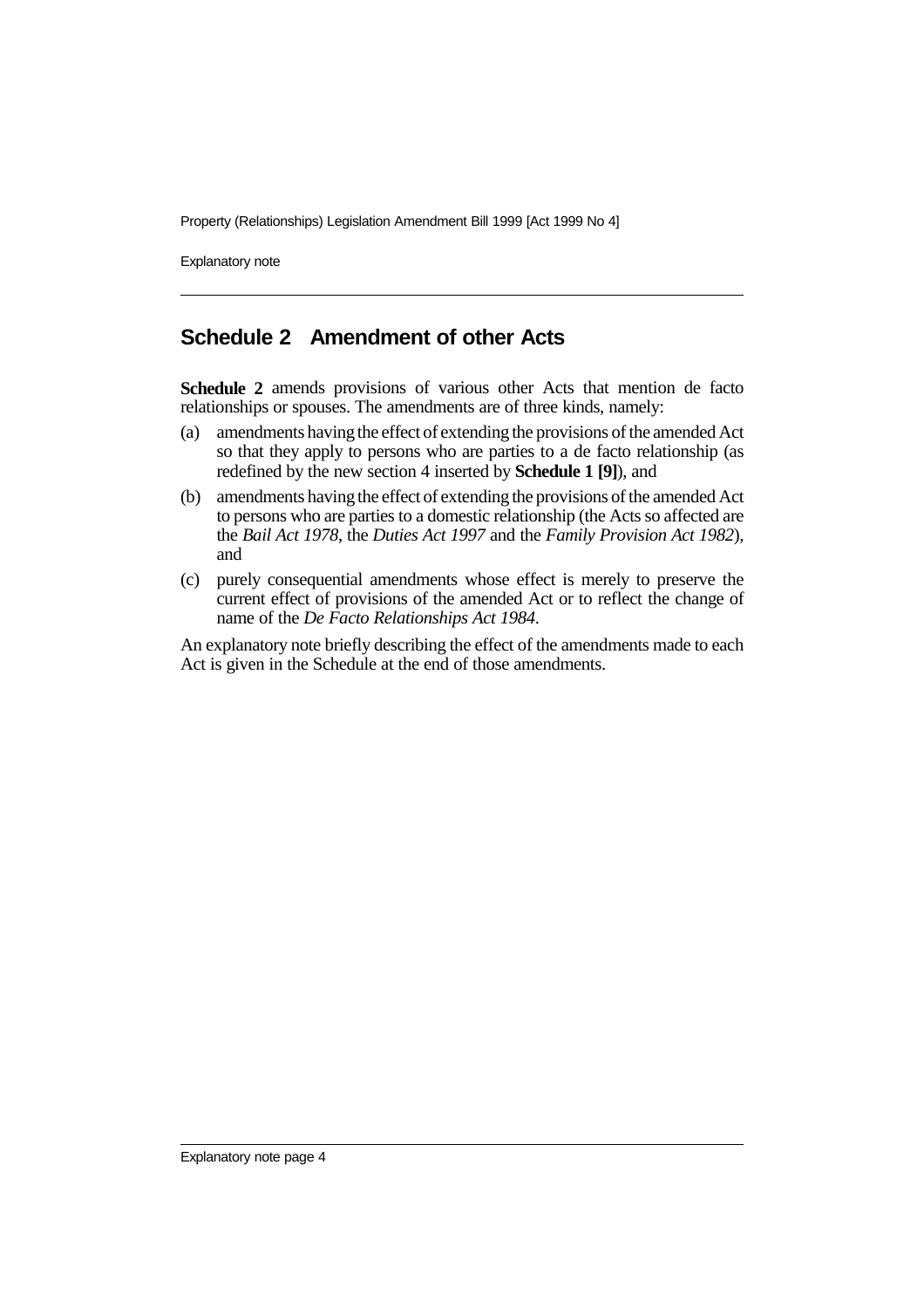## Schedule 2 Amendment of other Acts

**Schedule 2** amends provisions of various other Acts that mention de facto relationships or spouses. The amendments are of three kinds, namely:

(a) amendments having the effect of extending the provisions of the amended Act so that they apply to persons who are parties to a de facto relationship (as redefined by the new section 4 inserted by **Schedule 1 [9]**), and

(b) amendments having the effect of extending the provisions of the amended Act to persons who are parties to a domestic relationship (the Acts so affected are the *Bail Act 1978*, the *Duties Act 1997* and the *Family Provision Act 1982*), and

(c) purely consequential amendments whose effect is merely to preserve the current effect of provisions of the amended Act or to reflect the change of name of the *De Facto Relationships Act 1984*.

An explanatory note briefly describing the effect of the amendments made to each Act is given in the Schedule at the end of those amendments.